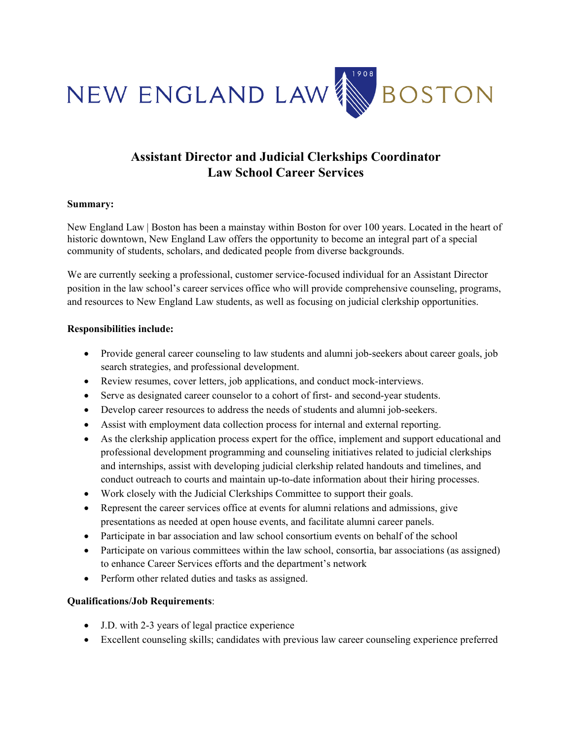NEW ENGLAND LAW | 1908 | BOSTON

# Assistant Director and Judicial Clerkships Coordinator
# Law School Career Services

**Summary:**

New England Law | Boston has been a mainstay within Boston for over 100 years. Located in the heart of historic downtown, New England Law offers the opportunity to become an integral part of a special community of students, scholars, and dedicated people from diverse backgrounds.

We are currently seeking a professional, customer service-focused individual for an Assistant Director position in the law school's career services office who will provide comprehensive counseling, programs, and resources to New England Law students, as well as focusing on judicial clerkship opportunities.

**Responsibilities include:**

- Provide general career counseling to law students and alumni job-seekers about career goals, job search strategies, and professional development.
- Review resumes, cover letters, job applications, and conduct mock-interviews.
- Serve as designated career counselor to a cohort of first- and second-year students.
- Develop career resources to address the needs of students and alumni job-seekers.
- Assist with employment data collection process for internal and external reporting.
- As the clerkship application process expert for the office, implement and support educational and professional development programming and counseling initiatives related to judicial clerkships and internships, assist with developing judicial clerkship related handouts and timelines, and conduct outreach to courts and maintain up-to-date information about their hiring processes.
- Work closely with the Judicial Clerkships Committee to support their goals.
- Represent the career services office at events for alumni relations and admissions, give presentations as needed at open house events, and facilitate alumni career panels.
- Participate in bar association and law school consortium events on behalf of the school
- Participate on various committees within the law school, consortia, bar associations (as assigned) to enhance Career Services efforts and the department's network
- Perform other related duties and tasks as assigned.

**Qualifications/Job Requirements**:

- J.D. with 2-3 years of legal practice experience
- Excellent counseling skills; candidates with previous law career counseling experience preferred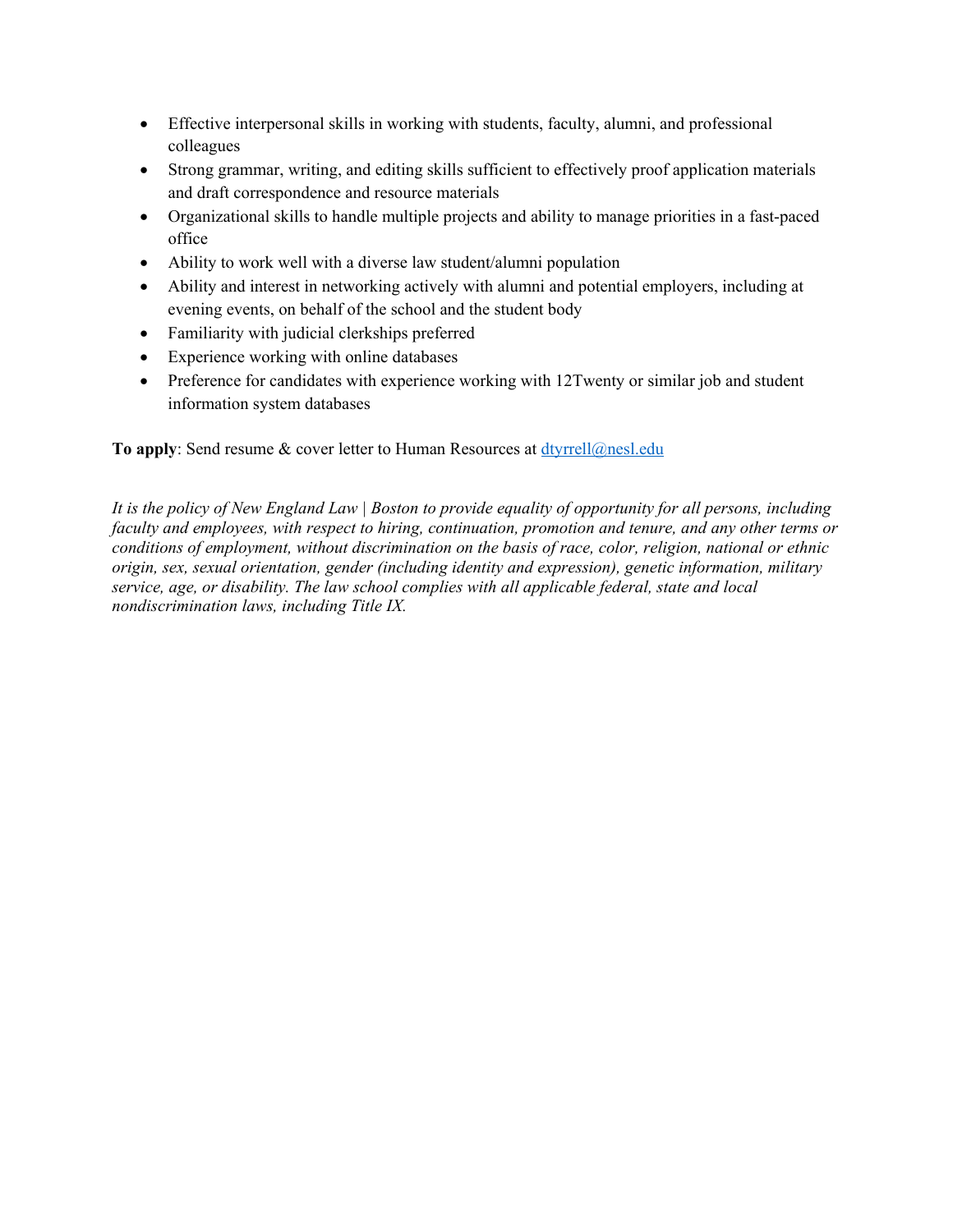- Effective interpersonal skills in working with students, faculty, alumni, and professional colleagues
- Strong grammar, writing, and editing skills sufficient to effectively proof application materials and draft correspondence and resource materials
- Organizational skills to handle multiple projects and ability to manage priorities in a fast-paced office
- Ability to work well with a diverse law student/alumni population
- Ability and interest in networking actively with alumni and potential employers, including at evening events, on behalf of the school and the student body
- Familiarity with judicial clerkships preferred
- Experience working with online databases
- Preference for candidates with experience working with 12Twenty or similar job and student information system databases

**To apply**: Send resume & cover letter to Human Resources at dtyrrell@nesl.edu

*It is the policy of New England Law | Boston to provide equality of opportunity for all persons, including faculty and employees, with respect to hiring, continuation, promotion and tenure, and any other terms or conditions of employment, without discrimination on the basis of race, color, religion, national or ethnic origin, sex, sexual orientation, gender (including identity and expression), genetic information, military service, age, or disability. The law school complies with all applicable federal, state and local nondiscrimination laws, including Title IX.*